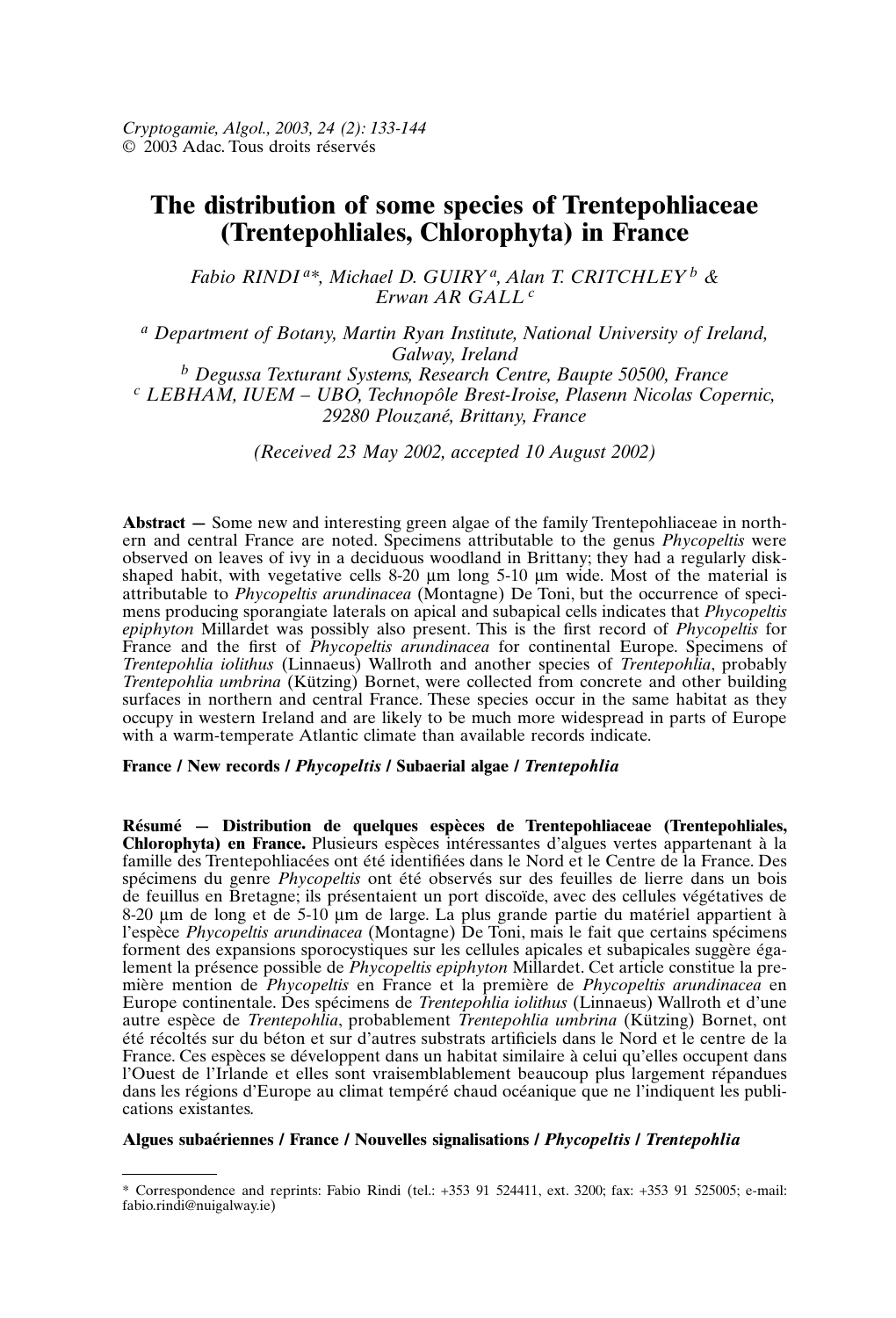Cryptogamie, Algol., 2003, 24 (2): 133-144
© 2003 Adac. Tous droits réservés

# The distribution of some species of Trentepohliaceae (Trentepohliales, Chlorophyta) in France

*Fabio RINDI* [a]*, *Michael D. GUIRY* [a], *Alan T. CRITCHLEY* [b] & *Erwan AR GALL* [c]

[a] Department of Botany, Martin Ryan Institute, National University of Ireland, Galway, Ireland

[b] Degussa Texturant Systems, Research Centre, Baupte 50500, France

[c] LEBHAM, IUEM – UBO, Technopôle Brest-Iroise, Plasenn Nicolas Copernic, 29280 Plouzané, Brittany, France

*(Received 23 May 2002, accepted 10 August 2002)*

**Abstract —** Some new and interesting green algae of the family Trentepohliaceae in northern and central France are noted. Specimens attributable to the genus *Phycopeltis* were observed on leaves of ivy in a deciduous woodland in Brittany; they had a regularly disk-shaped habit, with vegetative cells 8-20 µm long 5-10 µm wide. Most of the material is attributable to *Phycopeltis arundinacea* (Montagne) De Toni, but the occurrence of specimens producing sporangiate laterals on apical and subapical cells indicates that *Phycopeltis epiphyton* Millardet was possibly also present. This is the first record of *Phycopeltis* for France and the first of *Phycopeltis arundinacea* for continental Europe. Specimens of *Trentepohlia iolithus* (Linnaeus) Wallroth and another species of *Trentepohlia*, probably *Trentepohlia umbrina* (Kützing) Bornet, were collected from concrete and other building surfaces in northern and central France. These species occur in the same habitat as they occupy in western Ireland and are likely to be much more widespread in parts of Europe with a warm-temperate Atlantic climate than available records indicate.

**France / New records / *Phycopeltis* / Subaerial algae / *Trentepohlia***

**Résumé — Distribution de quelques espèces de Trentepohliaceae (Trentepohliales, Chlorophyta) en France.** Plusieurs espèces intéressantes d'algues vertes appartenant à la famille des Trentepohliacées ont été identifiées dans le Nord et le Centre de la France. Des spécimens du genre *Phycopeltis* ont été observés sur des feuilles de lierre dans un bois de feuillus en Bretagne; ils présentaient un port discoïde, avec des cellules végétatives de 8-20 µm de long et de 5-10 µm de large. La plus grande partie du matériel appartient à l'espèce *Phycopeltis arundinacea* (Montagne) De Toni, mais le fait que certains spécimens forment des expansions sporocystiques sur les cellules apicales et subapicales suggère également la présence possible de *Phycopeltis epiphyton* Millardet. Cet article constitue la première mention de *Phycopeltis* en France et la première de *Phycopeltis arundinacea* en Europe continentale. Des spécimens de *Trentepohlia iolithus* (Linnaeus) Wallroth et d'une autre espèce de *Trentepohlia*, probablement *Trentepohlia umbrina* (Kützing) Bornet, ont été récoltés sur du béton et sur d'autres substrats artificiels dans le Nord et le centre de la France. Ces espèces se développent dans un habitat similaire à celui qu'elles occupent dans l'Ouest de l'Irlande et elles sont vraisemblablement beaucoup plus largement répandues dans les régions d'Europe au climat tempéré chaud océanique que ne l'indiquent les publications existantes.

**Algues subaériennes / France / Nouvelles signalisations / *Phycopeltis* / *Trentepohlia***

---

\* Correspondence and reprints: Fabio Rindi (tel.: +353 91 524411, ext. 3200; fax: +353 91 525005; e-mail: fabio.rindi@nuigalway.ie)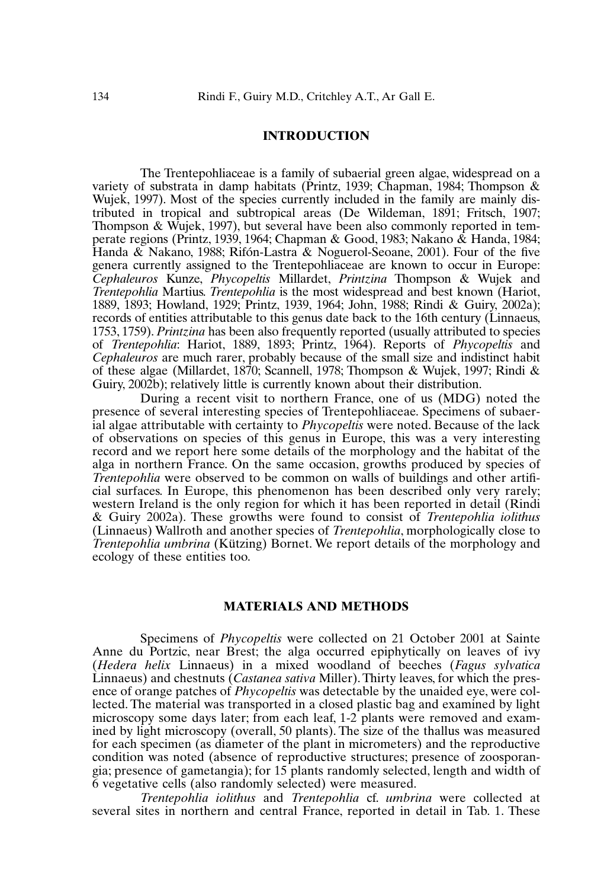## INTRODUCTION

The Trentepohliaceae is a family of subaerial green algae, widespread on a variety of substrata in damp habitats (Printz, 1939; Chapman, 1984; Thompson & Wujek, 1997). Most of the species currently included in the family are mainly distributed in tropical and subtropical areas (De Wildeman, 1891; Fritsch, 1907; Thompson & Wujek, 1997), but several have been also commonly reported in temperate regions (Printz, 1939, 1964; Chapman & Good, 1983; Nakano & Handa, 1984; Handa & Nakano, 1988; Rifón-Lastra & Noguerol-Seoane, 2001). Four of the five genera currently assigned to the Trentepohliaceae are known to occur in Europe: *Cephaleuros* Kunze, *Phycopeltis* Millardet, *Printzina* Thompson & Wujek and *Trentepohlia* Martius. *Trentepohlia* is the most widespread and best known (Hariot, 1889, 1893; Howland, 1929; Printz, 1939, 1964; John, 1988; Rindi & Guiry, 2002a); records of entities attributable to this genus date back to the 16th century (Linnaeus, 1753, 1759). *Printzina* has been also frequently reported (usually attributed to species of *Trentepohlia*: Hariot, 1889, 1893; Printz, 1964). Reports of *Phycopeltis* and *Cephaleuros* are much rarer, probably because of the small size and indistinct habit of these algae (Millardet, 1870; Scannell, 1978; Thompson & Wujek, 1997; Rindi & Guiry, 2002b); relatively little is currently known about their distribution.

During a recent visit to northern France, one of us (MDG) noted the presence of several interesting species of Trentepohliaceae. Specimens of subaerial algae attributable with certainty to *Phycopeltis* were noted. Because of the lack of observations on species of this genus in Europe, this was a very interesting record and we report here some details of the morphology and the habitat of the alga in northern France. On the same occasion, growths produced by species of *Trentepohlia* were observed to be common on walls of buildings and other artificial surfaces. In Europe, this phenomenon has been described only very rarely; western Ireland is the only region for which it has been reported in detail (Rindi & Guiry 2002a). These growths were found to consist of *Trentepohlia iolithus* (Linnaeus) Wallroth and another species of *Trentepohlia*, morphologically close to *Trentepohlia umbrina* (Kützing) Bornet. We report details of the morphology and ecology of these entities too.

## MATERIALS AND METHODS

Specimens of *Phycopeltis* were collected on 21 October 2001 at Sainte Anne du Portzic, near Brest; the alga occurred epiphytically on leaves of ivy (*Hedera helix* Linnaeus) in a mixed woodland of beeches (*Fagus sylvatica* Linnaeus) and chestnuts (*Castanea sativa* Miller). Thirty leaves, for which the presence of orange patches of *Phycopeltis* was detectable by the unaided eye, were collected. The material was transported in a closed plastic bag and examined by light microscopy some days later; from each leaf, 1-2 plants were removed and examined by light microscopy (overall, 50 plants). The size of the thallus was measured for each specimen (as diameter of the plant in micrometers) and the reproductive condition was noted (absence of reproductive structures; presence of zoosporangia; presence of gametangia); for 15 plants randomly selected, length and width of 6 vegetative cells (also randomly selected) were measured.

*Trentepohlia iolithus* and *Trentepohlia* cf. *umbrina* were collected at several sites in northern and central France, reported in detail in Tab. 1. These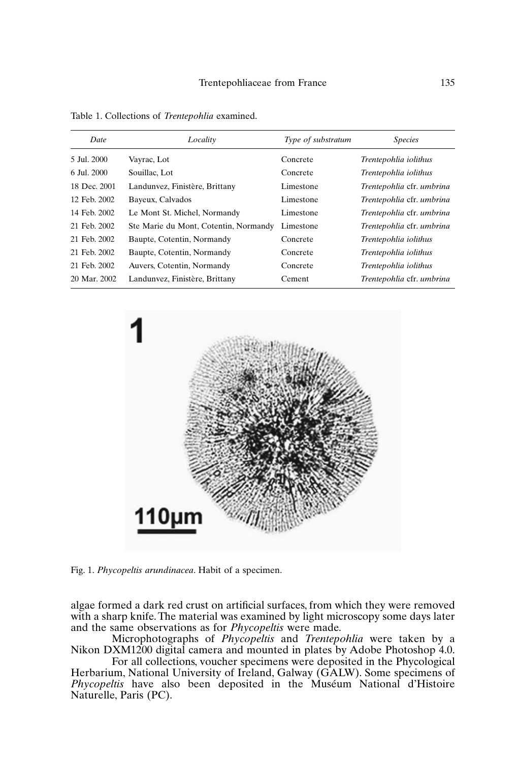Table 1. Collections of *Trentepohlia* examined.

| *Date* | *Locality* | *Type of substratum* | *Species* |
|---|---|---|---|
| 5 Jul. 2000 | Vayrac, Lot | Concrete | *Trentepohlia iolithus* |
| 6 Jul. 2000 | Souillac, Lot | Concrete | *Trentepohlia iolithus* |
| 18 Dec. 2001 | Landunvez, Finistère, Brittany | Limestone | *Trentepohlia* cfr. *umbrina* |
| 12 Feb. 2002 | Bayeux, Calvados | Limestone | *Trentepohlia* cfr. *umbrina* |
| 14 Feb. 2002 | Le Mont St. Michel, Normandy | Limestone | *Trentepohlia* cfr. *umbrina* |
| 21 Feb. 2002 | Ste Marie du Mont, Cotentin, Normandy | Limestone | *Trentepohlia* cfr. *umbrina* |
| 21 Feb. 2002 | Baupte, Cotentin, Normandy | Concrete | *Trentepohlia iolithus* |
| 21 Feb. 2002 | Baupte, Cotentin, Normandy | Concrete | *Trentepohlia iolithus* |
| 21 Feb. 2002 | Auvers, Cotentin, Normandy | Concrete | *Trentepohlia iolithus* |
| 20 Mar. 2002 | Landunvez, Finistère, Brittany | Cement | *Trentepohlia* cfr. *umbrina* |

Fig. 1. *Phycopeltis arundinacea*. Habit of a specimen.

algae formed a dark red crust on artificial surfaces, from which they were removed with a sharp knife. The material was examined by light microscopy some days later and the same observations as for *Phycopeltis* were made.

Microphotographs of *Phycopeltis* and *Trentepohlia* were taken by a Nikon DXM1200 digital camera and mounted in plates by Adobe Photoshop 4.0.

For all collections, voucher specimens were deposited in the Phycological Herbarium, National University of Ireland, Galway (GALW). Some specimens of *Phycopeltis* have also been deposited in the Muséum National d'Histoire Naturelle, Paris (PC).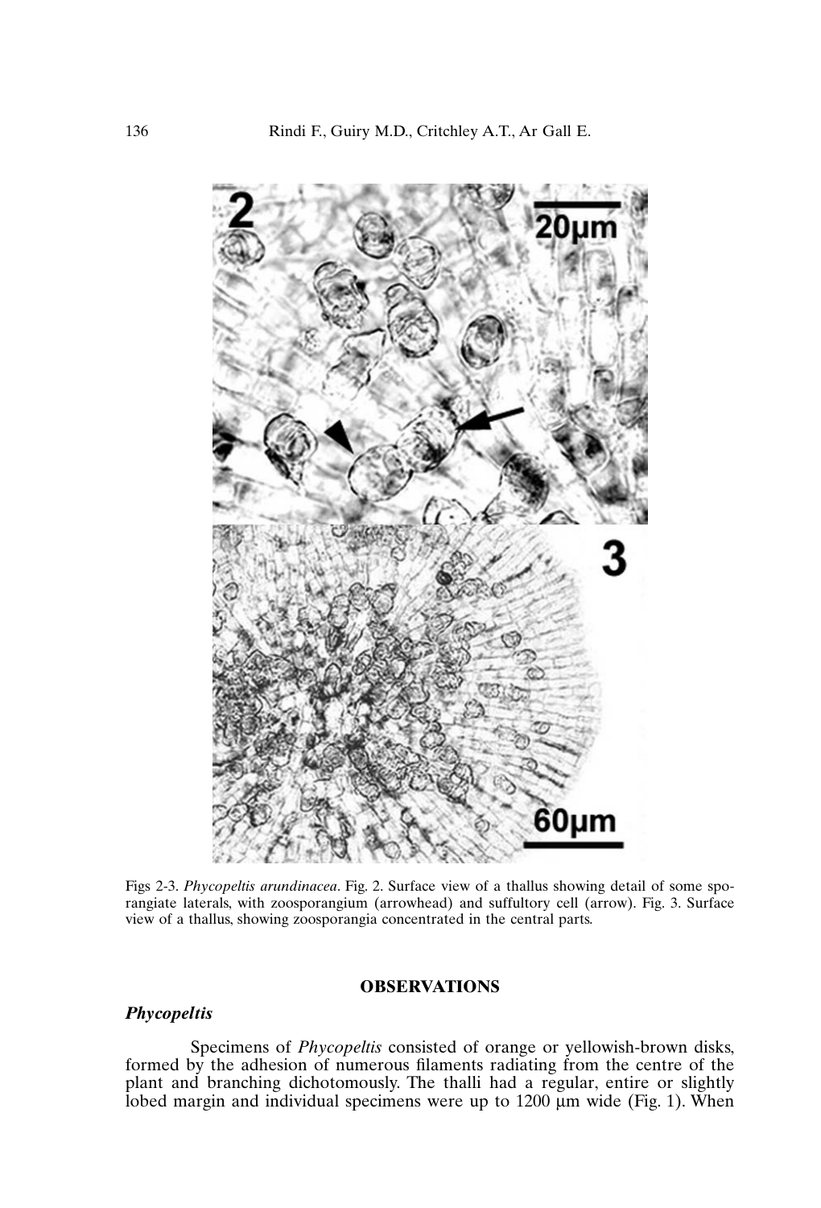Figs 2-3. *Phycopeltis arundinacea*. Fig. 2. Surface view of a thallus showing detail of some sporangiate laterals, with zoosporangium (arrowhead) and suffultory cell (arrow). Fig. 3. Surface view of a thallus, showing zoosporangia concentrated in the central parts.

## OBSERVATIONS

### *Phycopeltis*

Specimens of *Phycopeltis* consisted of orange or yellowish-brown disks, formed by the adhesion of numerous filaments radiating from the centre of the plant and branching dichotomously. The thalli had a regular, entire or slightly lobed margin and individual specimens were up to 1200 µm wide (Fig. 1). When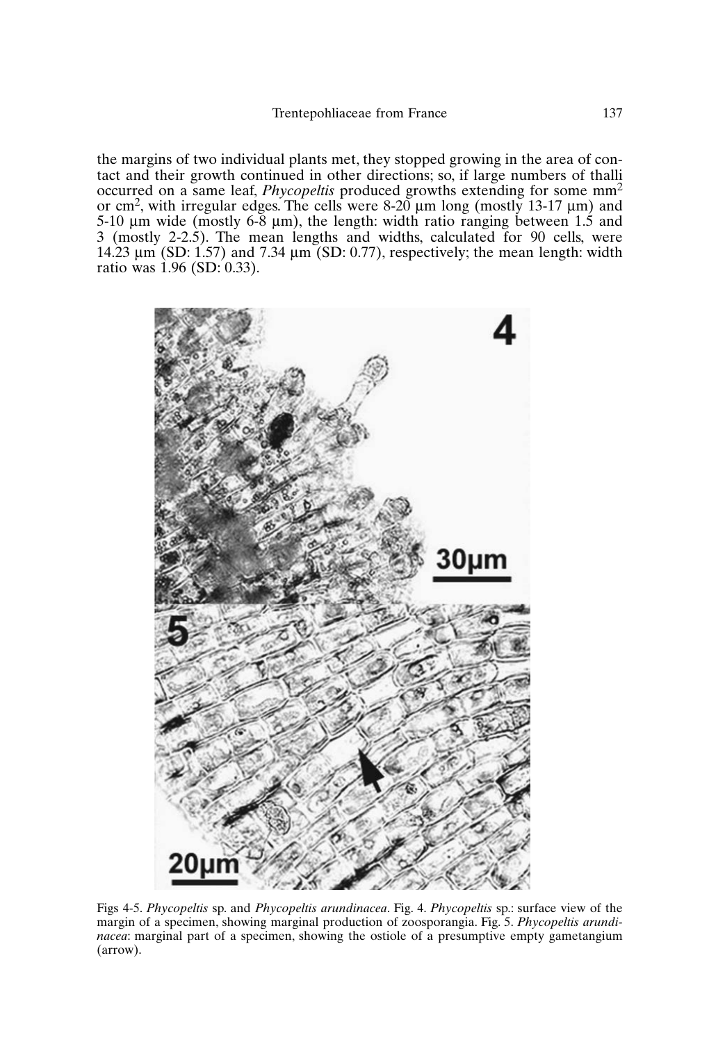the margins of two individual plants met, they stopped growing in the area of contact and their growth continued in other directions; so, if large numbers of thalli occurred on a same leaf, *Phycopeltis* produced growths extending for some $mm^2$ or $cm^2$, with irregular edges. The cells were 8-20 µm long (mostly 13-17 µm) and 5-10 µm wide (mostly 6-8 µm), the length: width ratio ranging between 1.5 and 3 (mostly 2-2.5). The mean lengths and widths, calculated for 90 cells, were 14.23 µm (SD: 1.57) and 7.34 µm (SD: 0.77), respectively; the mean length: width ratio was 1.96 (SD: 0.33).

Figs 4-5. *Phycopeltis* sp. and *Phycopeltis arundinacea*. Fig. 4. *Phycopeltis* sp.: surface view of the margin of a specimen, showing marginal production of zoosporangia. Fig. 5. *Phycopeltis arundinacea*: marginal part of a specimen, showing the ostiole of a presumptive empty gametangium (arrow).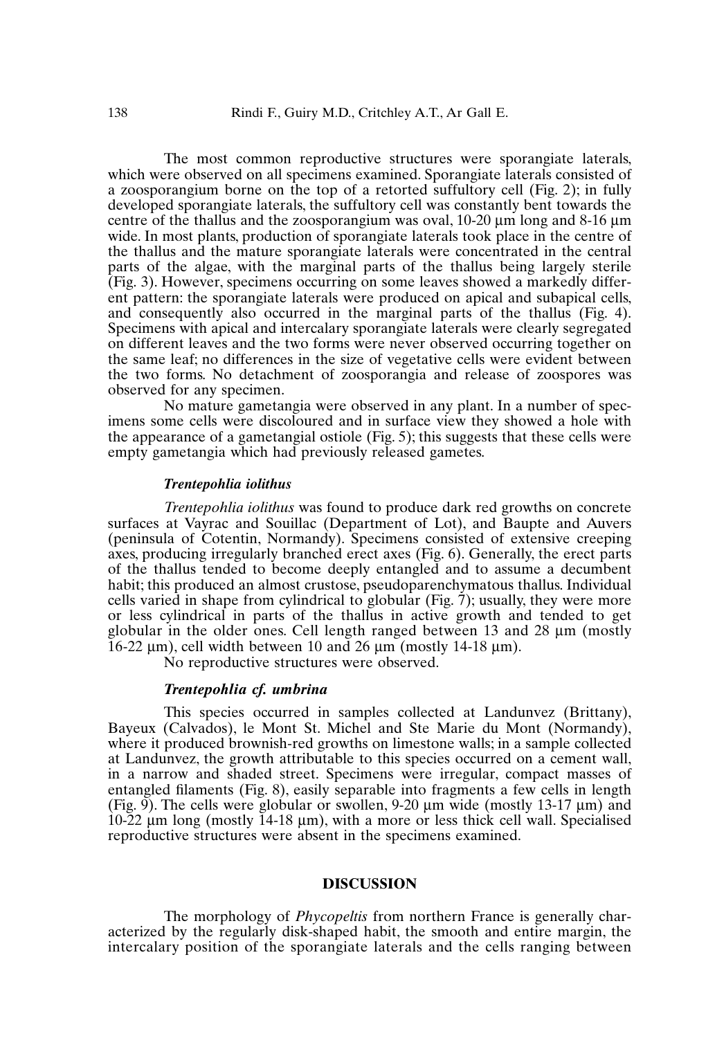The most common reproductive structures were sporangiate laterals, which were observed on all specimens examined. Sporangiate laterals consisted of a zoosporangium borne on the top of a retorted suffultory cell (Fig. 2); in fully developed sporangiate laterals, the suffultory cell was constantly bent towards the centre of the thallus and the zoosporangium was oval, 10-20 µm long and 8-16 µm wide. In most plants, production of sporangiate laterals took place in the centre of the thallus and the mature sporangiate laterals were concentrated in the central parts of the algae, with the marginal parts of the thallus being largely sterile (Fig. 3). However, specimens occurring on some leaves showed a markedly different pattern: the sporangiate laterals were produced on apical and subapical cells, and consequently also occurred in the marginal parts of the thallus (Fig. 4). Specimens with apical and intercalary sporangiate laterals were clearly segregated on different leaves and the two forms were never observed occurring together on the same leaf; no differences in the size of vegetative cells were evident between the two forms. No detachment of zoosporangia and release of zoospores was observed for any specimen.

No mature gametangia were observed in any plant. In a number of specimens some cells were discoloured and in surface view they showed a hole with the appearance of a gametangial ostiole (Fig. 5); this suggests that these cells were empty gametangia which had previously released gametes.

### *Trentepohlia iolithus*

*Trentepohlia iolithus* was found to produce dark red growths on concrete surfaces at Vayrac and Souillac (Department of Lot), and Baupte and Auvers (peninsula of Cotentin, Normandy). Specimens consisted of extensive creeping axes, producing irregularly branched erect axes (Fig. 6). Generally, the erect parts of the thallus tended to become deeply entangled and to assume a decumbent habit; this produced an almost crustose, pseudoparenchymatous thallus. Individual cells varied in shape from cylindrical to globular (Fig. 7); usually, they were more or less cylindrical in parts of the thallus in active growth and tended to get globular in the older ones. Cell length ranged between 13 and 28 µm (mostly 16-22 µm), cell width between 10 and 26 µm (mostly 14-18 µm).

No reproductive structures were observed.

### *Trentepohlia cf. umbrina*

This species occurred in samples collected at Landunvez (Brittany), Bayeux (Calvados), le Mont St. Michel and Ste Marie du Mont (Normandy), where it produced brownish-red growths on limestone walls; in a sample collected at Landunvez, the growth attributable to this species occurred on a cement wall, in a narrow and shaded street. Specimens were irregular, compact masses of entangled filaments (Fig. 8), easily separable into fragments a few cells in length (Fig. 9). The cells were globular or swollen, 9-20 µm wide (mostly 13-17 µm) and 10-22 µm long (mostly 14-18 µm), with a more or less thick cell wall. Specialised reproductive structures were absent in the specimens examined.

## DISCUSSION

The morphology of *Phycopeltis* from northern France is generally characterized by the regularly disk-shaped habit, the smooth and entire margin, the intercalary position of the sporangiate laterals and the cells ranging between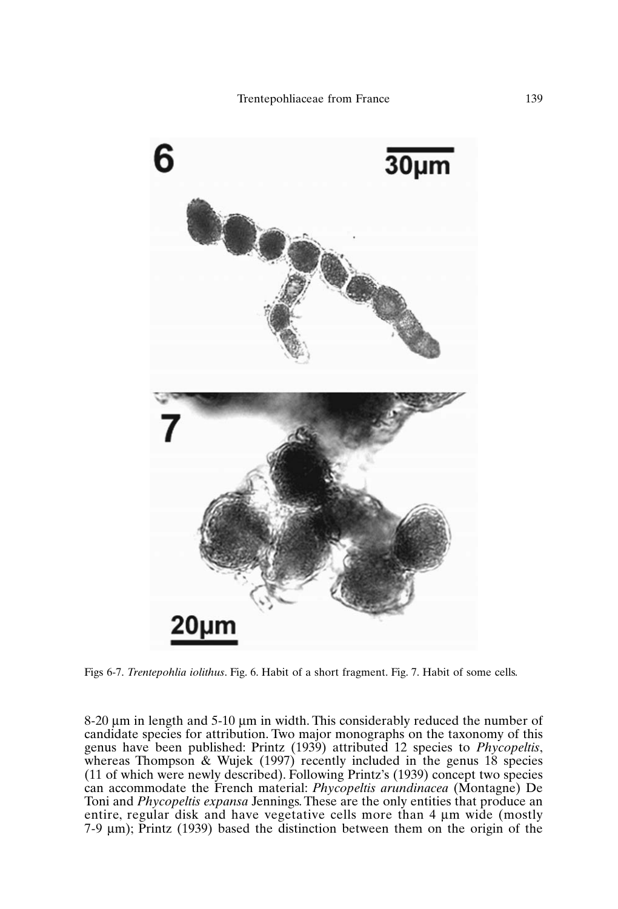Figs 6-7. *Trentepohlia iolithus*. Fig. 6. Habit of a short fragment. Fig. 7. Habit of some cells.

8-20 µm in length and 5-10 µm in width. This considerably reduced the number of candidate species for attribution. Two major monographs on the taxonomy of this genus have been published: Printz (1939) attributed 12 species to *Phycopeltis*, whereas Thompson & Wujek (1997) recently included in the genus 18 species (11 of which were newly described). Following Printz's (1939) concept two species can accommodate the French material: *Phycopeltis arundinacea* (Montagne) De Toni and *Phycopeltis expansa* Jennings. These are the only entities that produce an entire, regular disk and have vegetative cells more than 4 µm wide (mostly 7-9 µm); Printz (1939) based the distinction between them on the origin of the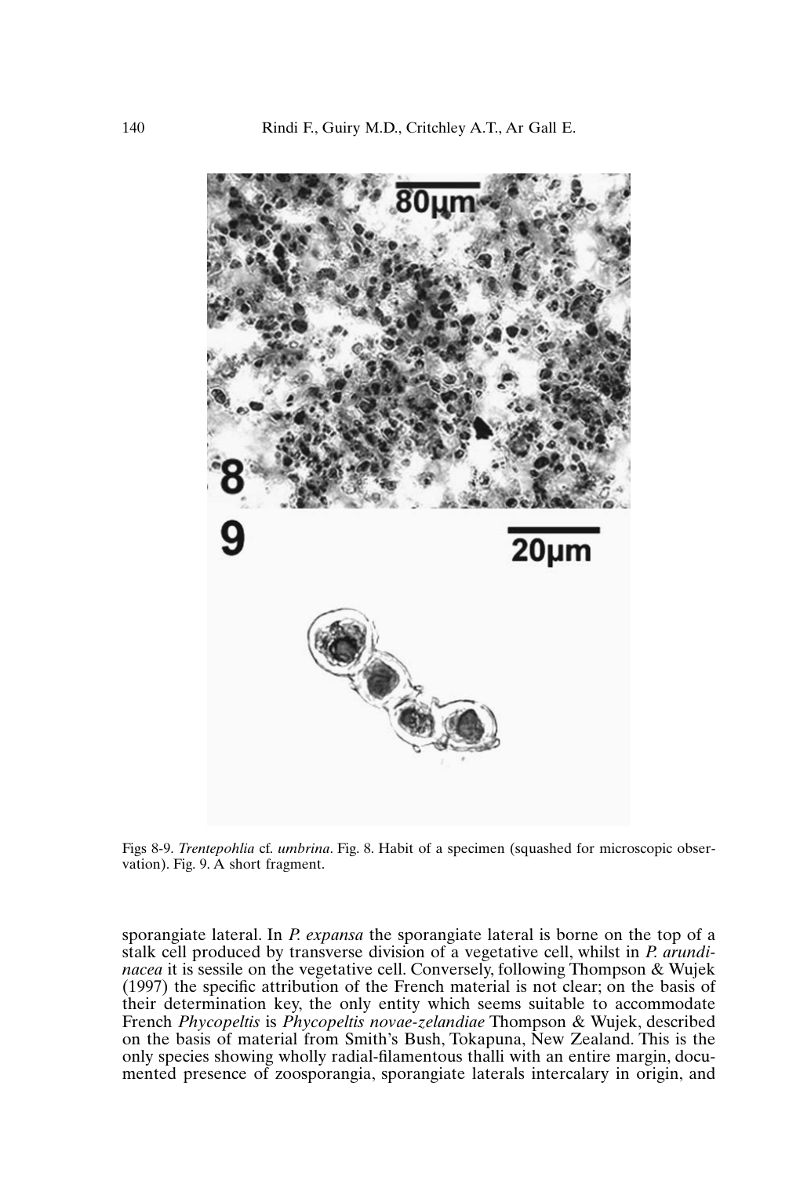Figs 8-9. *Trentepohlia* cf. *umbrina*. Fig. 8. Habit of a specimen (squashed for microscopic observation). Fig. 9. A short fragment.

sporangiate lateral. In *P. expansa* the sporangiate lateral is borne on the top of a stalk cell produced by transverse division of a vegetative cell, whilst in *P. arundinacea* it is sessile on the vegetative cell. Conversely, following Thompson & Wujek (1997) the specific attribution of the French material is not clear; on the basis of their determination key, the only entity which seems suitable to accommodate French *Phycopeltis* is *Phycopeltis novae-zelandiae* Thompson & Wujek, described on the basis of material from Smith's Bush, Tokapuna, New Zealand. This is the only species showing wholly radial-filamentous thalli with an entire margin, documented presence of zoosporangia, sporangiate laterals intercalary in origin, and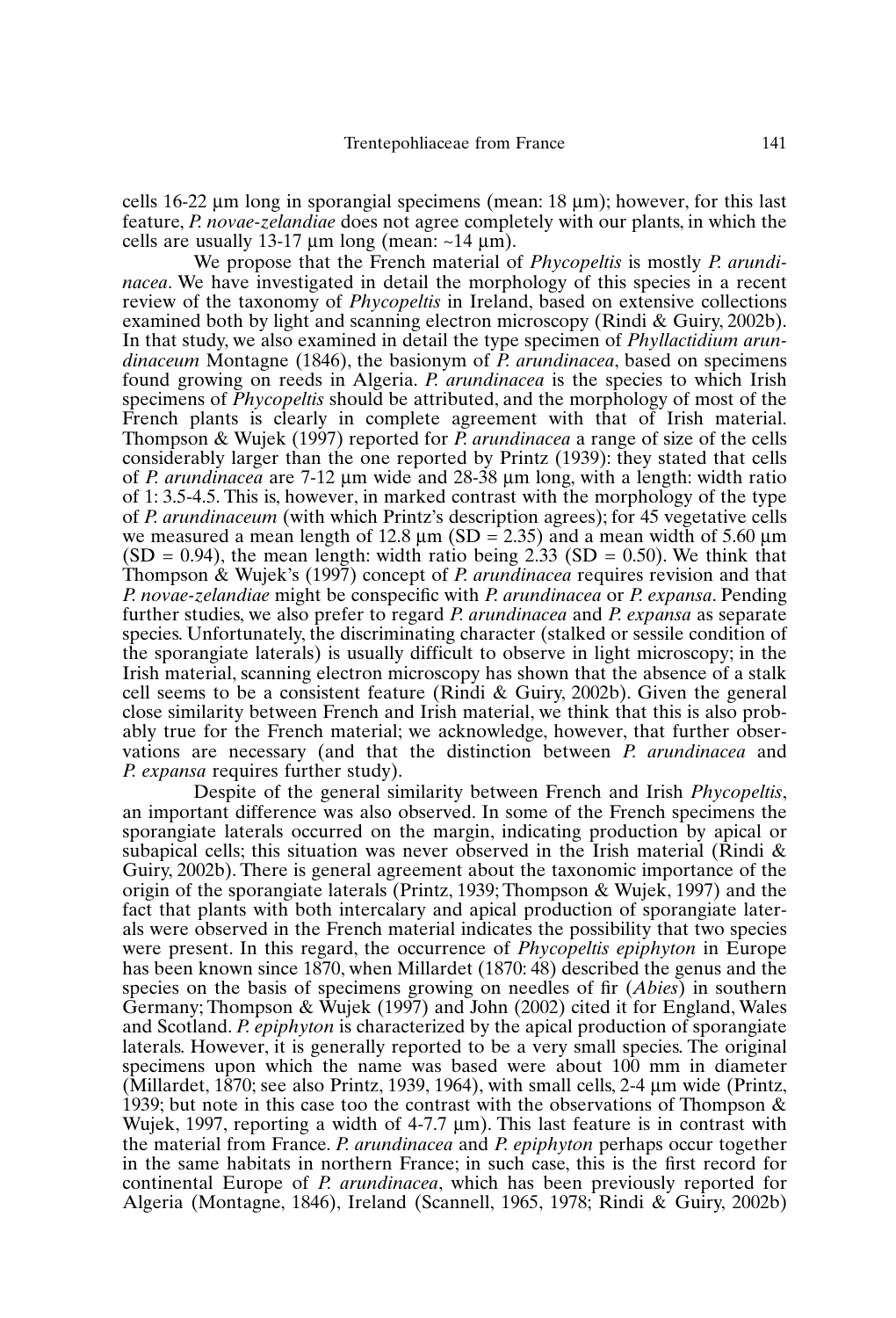cells 16-22 µm long in sporangial specimens (mean: 18 µm); however, for this last feature, *P. novae-zelandiae* does not agree completely with our plants, in which the cells are usually 13-17 µm long (mean: ~14 µm).

We propose that the French material of *Phycopeltis* is mostly *P. arundinacea*. We have investigated in detail the morphology of this species in a recent review of the taxonomy of *Phycopeltis* in Ireland, based on extensive collections examined both by light and scanning electron microscopy (Rindi & Guiry, 2002b). In that study, we also examined in detail the type specimen of *Phyllactidium arundinaceum* Montagne (1846), the basionym of *P. arundinacea*, based on specimens found growing on reeds in Algeria. *P. arundinacea* is the species to which Irish specimens of *Phycopeltis* should be attributed, and the morphology of most of the French plants is clearly in complete agreement with that of Irish material. Thompson & Wujek (1997) reported for *P. arundinacea* a range of size of the cells considerably larger than the one reported by Printz (1939): they stated that cells of *P. arundinacea* are 7-12 µm wide and 28-38 µm long, with a length: width ratio of 1: 3.5-4.5. This is, however, in marked contrast with the morphology of the type of *P. arundinaceum* (with which Printz's description agrees); for 45 vegetative cells we measured a mean length of 12.8 µm (SD = 2.35) and a mean width of 5.60 µm (SD = 0.94), the mean length: width ratio being 2.33 (SD = 0.50). We think that Thompson & Wujek's (1997) concept of *P. arundinacea* requires revision and that *P. novae-zelandiae* might be conspecific with *P. arundinacea* or *P. expansa*. Pending further studies, we also prefer to regard *P. arundinacea* and *P. expansa* as separate species. Unfortunately, the discriminating character (stalked or sessile condition of the sporangiate laterals) is usually difficult to observe in light microscopy; in the Irish material, scanning electron microscopy has shown that the absence of a stalk cell seems to be a consistent feature (Rindi & Guiry, 2002b). Given the general close similarity between French and Irish material, we think that this is also probably true for the French material; we acknowledge, however, that further observations are necessary (and that the distinction between *P. arundinacea* and *P. expansa* requires further study).

Despite of the general similarity between French and Irish *Phycopeltis*, an important difference was also observed. In some of the French specimens the sporangiate laterals occurred on the margin, indicating production by apical or subapical cells; this situation was never observed in the Irish material (Rindi & Guiry, 2002b). There is general agreement about the taxonomic importance of the origin of the sporangiate laterals (Printz, 1939; Thompson & Wujek, 1997) and the fact that plants with both intercalary and apical production of sporangiate laterals were observed in the French material indicates the possibility that two species were present. In this regard, the occurrence of *Phycopeltis epiphyton* in Europe has been known since 1870, when Millardet (1870: 48) described the genus and the species on the basis of specimens growing on needles of fir (*Abies*) in southern Germany; Thompson & Wujek (1997) and John (2002) cited it for England, Wales and Scotland. *P. epiphyton* is characterized by the apical production of sporangiate laterals. However, it is generally reported to be a very small species. The original specimens upon which the name was based were about 100 mm in diameter (Millardet, 1870; see also Printz, 1939, 1964), with small cells, 2-4 µm wide (Printz, 1939; but note in this case too the contrast with the observations of Thompson & Wujek, 1997, reporting a width of 4-7.7 µm). This last feature is in contrast with the material from France. *P. arundinacea* and *P. epiphyton* perhaps occur together in the same habitats in northern France; in such case, this is the first record for continental Europe of *P. arundinacea*, which has been previously reported for Algeria (Montagne, 1846), Ireland (Scannell, 1965, 1978; Rindi & Guiry, 2002b)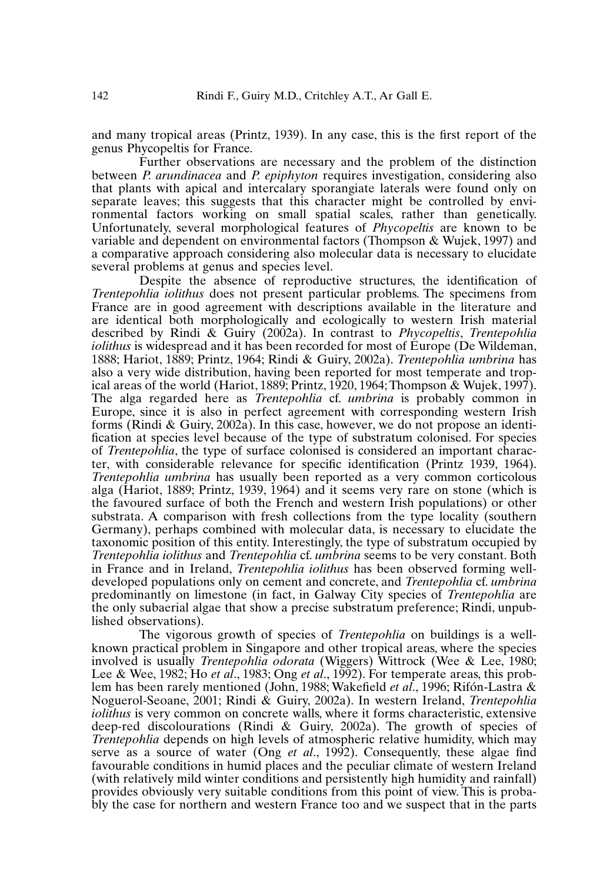and many tropical areas (Printz, 1939). In any case, this is the first report of the genus Phycopeltis for France.

Further observations are necessary and the problem of the distinction between *P. arundinacea* and *P. epiphyton* requires investigation, considering also that plants with apical and intercalary sporangiate laterals were found only on separate leaves; this suggests that this character might be controlled by environmental factors working on small spatial scales, rather than genetically. Unfortunately, several morphological features of *Phycopeltis* are known to be variable and dependent on environmental factors (Thompson & Wujek, 1997) and a comparative approach considering also molecular data is necessary to elucidate several problems at genus and species level.

Despite the absence of reproductive structures, the identification of *Trentepohlia iolithus* does not present particular problems. The specimens from France are in good agreement with descriptions available in the literature and are identical both morphologically and ecologically to western Irish material described by Rindi & Guiry (2002a). In contrast to *Phycopeltis*, *Trentepohlia iolithus* is widespread and it has been recorded for most of Europe (De Wildeman, 1888; Hariot, 1889; Printz, 1964; Rindi & Guiry, 2002a). *Trentepohlia umbrina* has also a very wide distribution, having been reported for most temperate and tropical areas of the world (Hariot, 1889; Printz, 1920, 1964; Thompson & Wujek, 1997). The alga regarded here as *Trentepohlia* cf. *umbrina* is probably common in Europe, since it is also in perfect agreement with corresponding western Irish forms (Rindi & Guiry, 2002a). In this case, however, we do not propose an identification at species level because of the type of substratum colonised. For species of *Trentepohlia*, the type of surface colonised is considered an important character, with considerable relevance for specific identification (Printz 1939, 1964). *Trentepohlia umbrina* has usually been reported as a very common corticolous alga (Hariot, 1889; Printz, 1939, 1964) and it seems very rare on stone (which is the favoured surface of both the French and western Irish populations) or other substrata. A comparison with fresh collections from the type locality (southern Germany), perhaps combined with molecular data, is necessary to elucidate the taxonomic position of this entity. Interestingly, the type of substratum occupied by *Trentepohlia iolithus* and *Trentepohlia* cf. *umbrina* seems to be very constant. Both in France and in Ireland, *Trentepohlia iolithus* has been observed forming well-developed populations only on cement and concrete, and *Trentepohlia* cf. *umbrina* predominantly on limestone (in fact, in Galway City species of *Trentepohlia* are the only subaerial algae that show a precise substratum preference; Rindi, unpublished observations).

The vigorous growth of species of *Trentepohlia* on buildings is a well-known practical problem in Singapore and other tropical areas, where the species involved is usually *Trentepohlia odorata* (Wiggers) Wittrock (Wee & Lee, 1980; Lee & Wee, 1982; Ho *et al*., 1983; Ong *et al*., 1992). For temperate areas, this problem has been rarely mentioned (John, 1988; Wakefield *et al*., 1996; Rifón-Lastra & Noguerol-Seoane, 2001; Rindi & Guiry, 2002a). In western Ireland, *Trentepohlia iolithus* is very common on concrete walls, where it forms characteristic, extensive deep-red discolourations (Rindi & Guiry, 2002a). The growth of species of *Trentepohlia* depends on high levels of atmospheric relative humidity, which may serve as a source of water (Ong *et al*., 1992). Consequently, these algae find favourable conditions in humid places and the peculiar climate of western Ireland (with relatively mild winter conditions and persistently high humidity and rainfall) provides obviously very suitable conditions from this point of view. This is probably the case for northern and western France too and we suspect that in the parts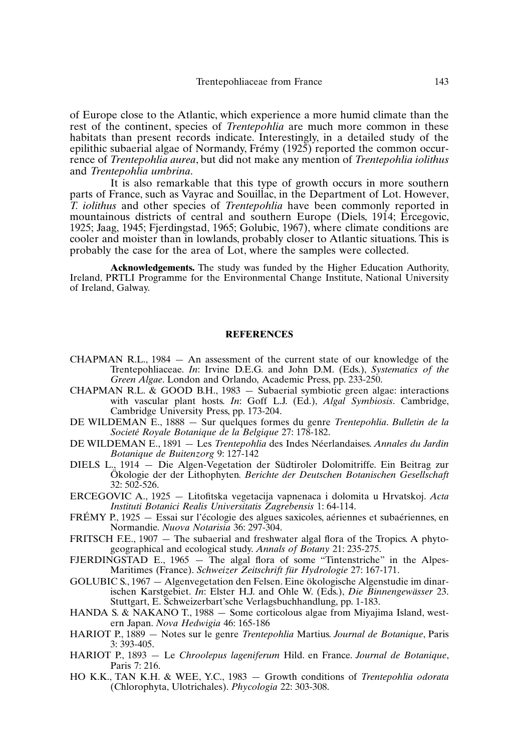of Europe close to the Atlantic, which experience a more humid climate than the rest of the continent, species of *Trentepohlia* are much more common in these habitats than present records indicate. Interestingly, in a detailed study of the epilithic subaerial algae of Normandy, Frémy (1925) reported the common occurrence of *Trentepohlia aurea*, but did not make any mention of *Trentepohlia iolithus* and *Trentepohlia umbrina*.

It is also remarkable that this type of growth occurs in more southern parts of France, such as Vayrac and Souillac, in the Department of Lot. However, *T. iolithus* and other species of *Trentepohlia* have been commonly reported in mountainous districts of central and southern Europe (Diels, 1914; Ercegovic, 1925; Jaag, 1945; Fjerdingstad, 1965; Golubic, 1967), where climate conditions are cooler and moister than in lowlands, probably closer to Atlantic situations. This is probably the case for the area of Lot, where the samples were collected.

**Acknowledgements.** The study was funded by the Higher Education Authority, Ireland, PRTLI Programme for the Environmental Change Institute, National University of Ireland, Galway.

## REFERENCES

CHAPMAN R.L., 1984 — An assessment of the current state of our knowledge of the Trentepohliaceae. *In*: Irvine D.E.G. and John D.M. (Eds.), *Systematics of the Green Algae*. London and Orlando, Academic Press, pp. 233-250.

CHAPMAN R.L. & GOOD B.H., 1983 — Subaerial symbiotic green algae: interactions with vascular plant hosts. *In*: Goff L.J. (Ed.), *Algal Symbiosis*. Cambridge, Cambridge University Press, pp. 173-204.

DE WILDEMAN E., 1888 — Sur quelques formes du genre *Trentepohlia*. *Bulletin de la Societé Royale Botanique de la Belgique* 27: 178-182.

DE WILDEMAN E., 1891 — Les *Trentepohlia* des Indes Néerlandaises. *Annales du Jardin Botanique de Buitenzorg* 9: 127-142

DIELS L., 1914 — Die Algen-Vegetation der Südtiroler Dolomitriffe. Ein Beitrag zur Ökologie der der Lithophyten. *Berichte der Deutschen Botanischen Gesellschaft* 32: 502-526.

ERCEGOVIC A., 1925 — Litofitska vegetacija vapnenaca i dolomita u Hrvatskoj. *Acta Instituti Botanici Realis Universitatis Zagrebensis* 1: 64-114.

FRÉMY P., 1925 — Essai sur l'écologie des algues saxicoles, aériennes et subaériennes, en Normandie. *Nuova Notarisia* 36: 297-304.

FRITSCH F.E., 1907 — The subaerial and freshwater algal flora of the Tropics. A phytogeographical and ecological study. *Annals of Botany* 21: 235-275.

FJERDINGSTAD E., 1965 — The algal flora of some "Tintenstriche" in the Alpes-Maritimes (France). *Schweizer Zeitschrift für Hydrologie* 27: 167-171.

GOLUBIC S., 1967 — Algenvegetation den Felsen. Eine ökologische Algenstudie im dinarischen Karstgebiet. *In*: Elster H.J. and Ohle W. (Eds.), *Die Binnengewässer* 23. Stuttgart, E. Schweizerbart'sche Verlagsbuchhandlung, pp. 1-183.

HANDA S. & NAKANO T., 1988 — Some corticolous algae from Miyajima Island, western Japan. *Nova Hedwigia* 46: 165-186

HARIOT P., 1889 — Notes sur le genre *Trentepohlia* Martius. *Journal de Botanique*, Paris 3: 393-405.

HARIOT P., 1893 — Le *Chroolepus lageniferum* Hild. en France. *Journal de Botanique*, Paris 7: 216.

HO K.K., TAN K.H. & WEE, Y.C., 1983 — Growth conditions of *Trentepohlia odorata* (Chlorophyta, Ulotrichales). *Phycologia* 22: 303-308.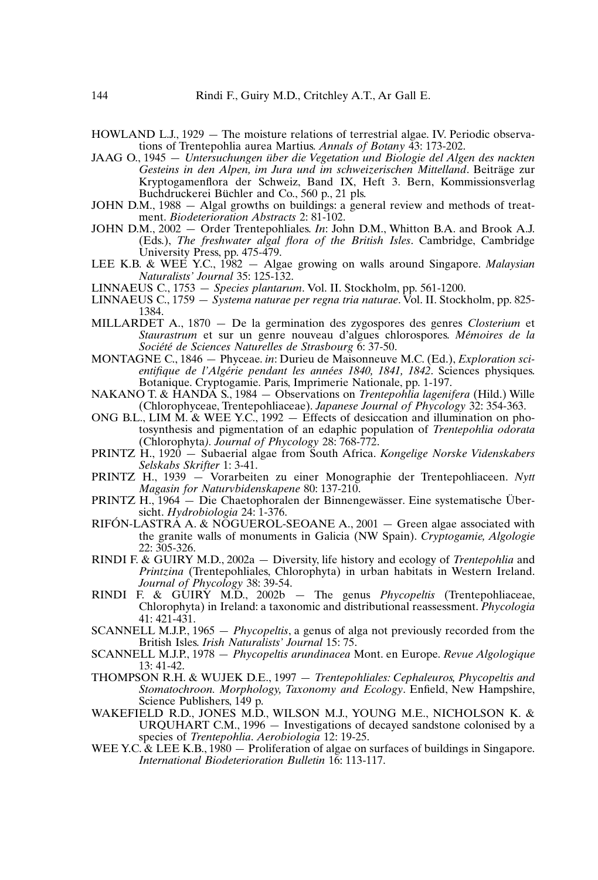HOWLAND L.J., 1929 — The moisture relations of terrestrial algae. IV. Periodic observations of Trentepohlia aurea Martius. *Annals of Botany* 43: 173-202.

JAAG O., 1945 — *Untersuchungen über die Vegetation und Biologie del Algen des nackten Gesteins in den Alpen, im Jura und im schweizerischen Mittelland*. Beiträge zur Kryptogamenflora der Schweiz, Band IX, Heft 3. Bern, Kommissionsverlag Buchdruckerei Büchler and Co., 560 p., 21 pls.

JOHN D.M., 1988 — Algal growths on buildings: a general review and methods of treatment. *Biodeterioration Abstracts* 2: 81-102.

JOHN D.M., 2002 — Order Trentepohliales. *In*: John D.M., Whitton B.A. and Brook A.J. (Eds.), *The freshwater algal flora of the British Isles*. Cambridge, Cambridge University Press, pp. 475-479.

LEE K.B. & WEE Y.C., 1982 — Algae growing on walls around Singapore. *Malaysian Naturalists' Journal* 35: 125-132.

LINNAEUS C., 1753 — *Species plantarum*. Vol. II. Stockholm, pp. 561-1200.

LINNAEUS C., 1759 — *Systema naturae per regna tria naturae*. Vol. II. Stockholm, pp. 825-1384.

MILLARDET A., 1870 — De la germination des zygospores des genres *Closterium* et *Staurastrum* et sur un genre nouveau d'algues chlorospores. *Mémoires de la Société de Sciences Naturelles de Strasbourg* 6: 37-50.

MONTAGNE C., 1846 — Phyceae. *in*: Durieu de Maisonneuve M.C. (Ed.), *Exploration scientifique de l'Algérie pendant les années 1840, 1841, 1842*. Sciences physiques. Botanique. Cryptogamie. Paris, Imprimerie Nationale, pp. 1-197.

NAKANO T. & HANDA S., 1984 — Observations on *Trentepohlia lagenifera* (Hild.) Wille (Chlorophyceae, Trentepohliaceae). *Japanese Journal of Phycology* 32: 354-363.

ONG B.L., LIM M. & WEE Y.C., 1992 — Effects of desiccation and illumination on photosynthesis and pigmentation of an edaphic population of *Trentepohlia odorata* (Chlorophyta). *Journal of Phycology* 28: 768-772.

PRINTZ H., 1920 — Subaerial algae from South Africa. *Kongelige Norske Videnskabers Selskabs Skrifter* 1: 3-41.

PRINTZ H., 1939 — Vorarbeiten zu einer Monographie der Trentepohliaceen. *Nytt Magasin for Naturvbidenskapene* 80: 137-210.

PRINTZ H., 1964 — Die Chaetophoralen der Binnengewässer. Eine systematische Übersicht. *Hydrobiologia* 24: 1-376.

RIFÓN-LASTRA A. & NOGUEROL-SEOANE A., 2001 — Green algae associated with the granite walls of monuments in Galicia (NW Spain). *Cryptogamie, Algologie* 22: 305-326.

RINDI F. & GUIRY M.D., 2002a — Diversity, life history and ecology of *Trentepohlia* and *Printzina* (Trentepohliales, Chlorophyta) in urban habitats in Western Ireland. *Journal of Phycology* 38: 39-54.

RINDI F. & GUIRY M.D., 2002b — The genus *Phycopeltis* (Trentepohliaceae, Chlorophyta) in Ireland: a taxonomic and distributional reassessment. *Phycologia* 41: 421-431.

SCANNELL M.J.P., 1965 — *Phycopeltis*, a genus of alga not previously recorded from the British Isles. *Irish Naturalists' Journal* 15: 75.

SCANNELL M.J.P., 1978 — *Phycopeltis arundinacea* Mont. en Europe. *Revue Algologique* 13: 41-42.

THOMPSON R.H. & WUJEK D.E., 1997 — *Trentepohliales: Cephaleuros, Phycopeltis and Stomatochroon. Morphology, Taxonomy and Ecology*. Enfield, New Hampshire, Science Publishers, 149 p.

WAKEFIELD R.D., JONES M.D., WILSON M.J., YOUNG M.E., NICHOLSON K. & URQUHART C.M., 1996 — Investigations of decayed sandstone colonised by a species of *Trentepohlia*. *Aerobiologia* 12: 19-25.

WEE Y.C. & LEE K.B., 1980 — Proliferation of algae on surfaces of buildings in Singapore. *International Biodeterioration Bulletin* 16: 113-117.